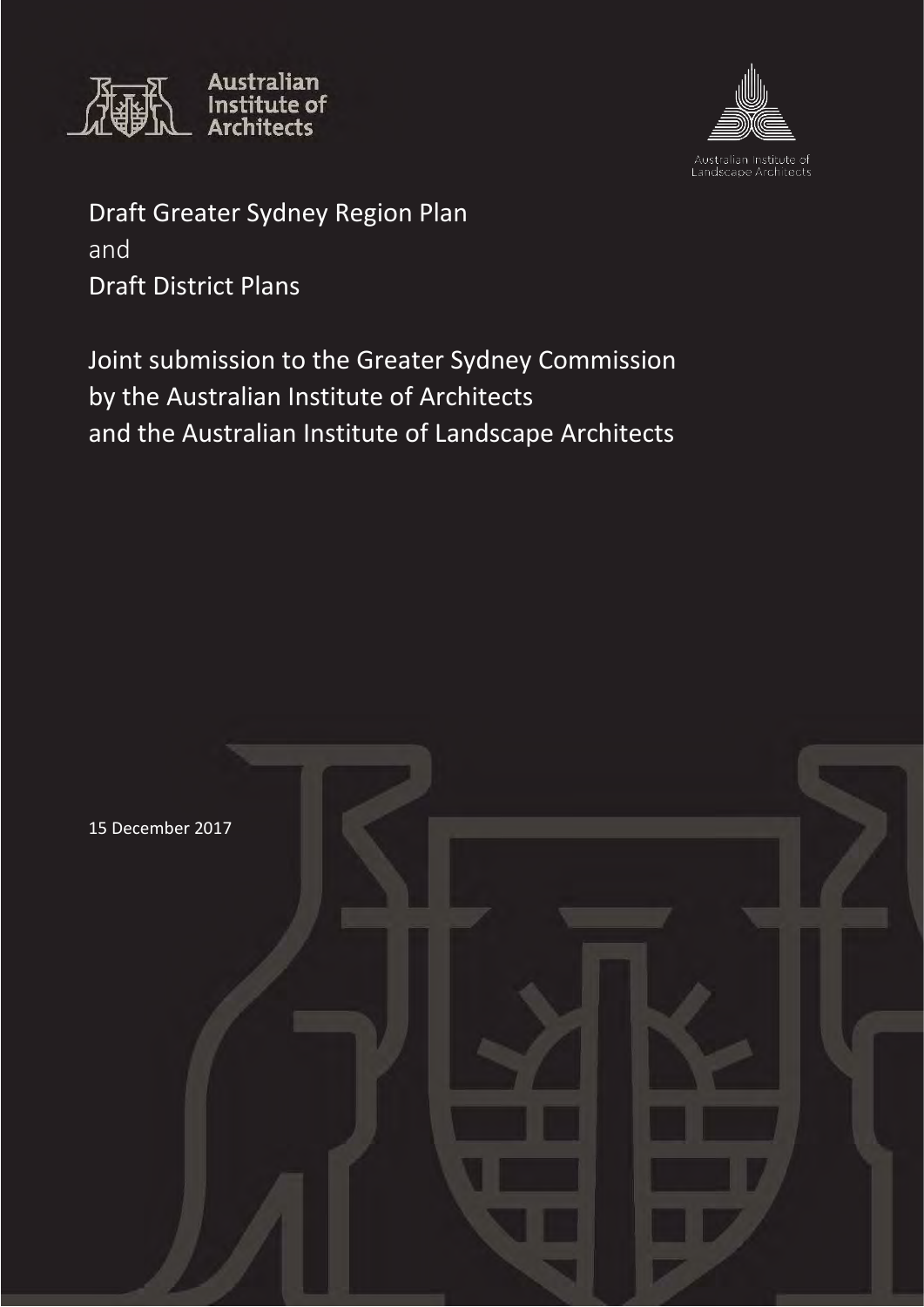Australian Institute of Architects

Australian Institute of Landscape Architects

# Draft Greater Sydney Region Plan
and
# Draft District Plans

## Joint submission to the Greater Sydney Commission by the Australian Institute of Architects and the Australian Institute of Landscape Architects

15 December 2017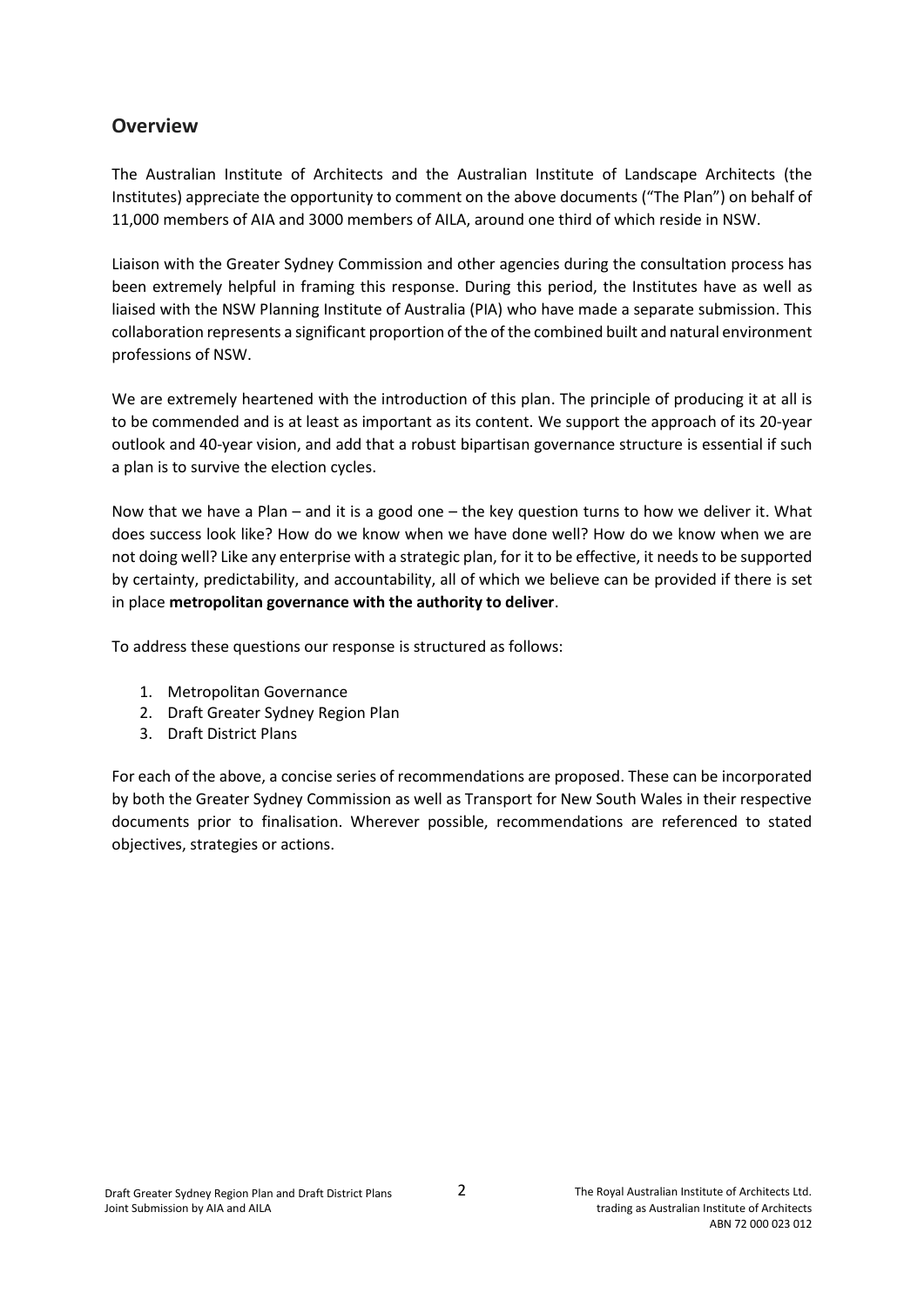## Overview

The Australian Institute of Architects and the Australian Institute of Landscape Architects (the Institutes) appreciate the opportunity to comment on the above documents ("The Plan") on behalf of 11,000 members of AIA and 3000 members of AILA, around one third of which reside in NSW.

Liaison with the Greater Sydney Commission and other agencies during the consultation process has been extremely helpful in framing this response. During this period, the Institutes have as well as liaised with the NSW Planning Institute of Australia (PIA) who have made a separate submission. This collaboration represents a significant proportion of the of the combined built and natural environment professions of NSW.

We are extremely heartened with the introduction of this plan. The principle of producing it at all is to be commended and is at least as important as its content. We support the approach of its 20-year outlook and 40-year vision, and add that a robust bipartisan governance structure is essential if such a plan is to survive the election cycles.

Now that we have a Plan – and it is a good one – the key question turns to how we deliver it. What does success look like? How do we know when we have done well? How do we know when we are not doing well? Like any enterprise with a strategic plan, for it to be effective, it needs to be supported by certainty, predictability, and accountability, all of which we believe can be provided if there is set in place **metropolitan governance with the authority to deliver**.

To address these questions our response is structured as follows:

1. Metropolitan Governance
2. Draft Greater Sydney Region Plan
3. Draft District Plans

For each of the above, a concise series of recommendations are proposed. These can be incorporated by both the Greater Sydney Commission as well as Transport for New South Wales in their respective documents prior to finalisation. Wherever possible, recommendations are referenced to stated objectives, strategies or actions.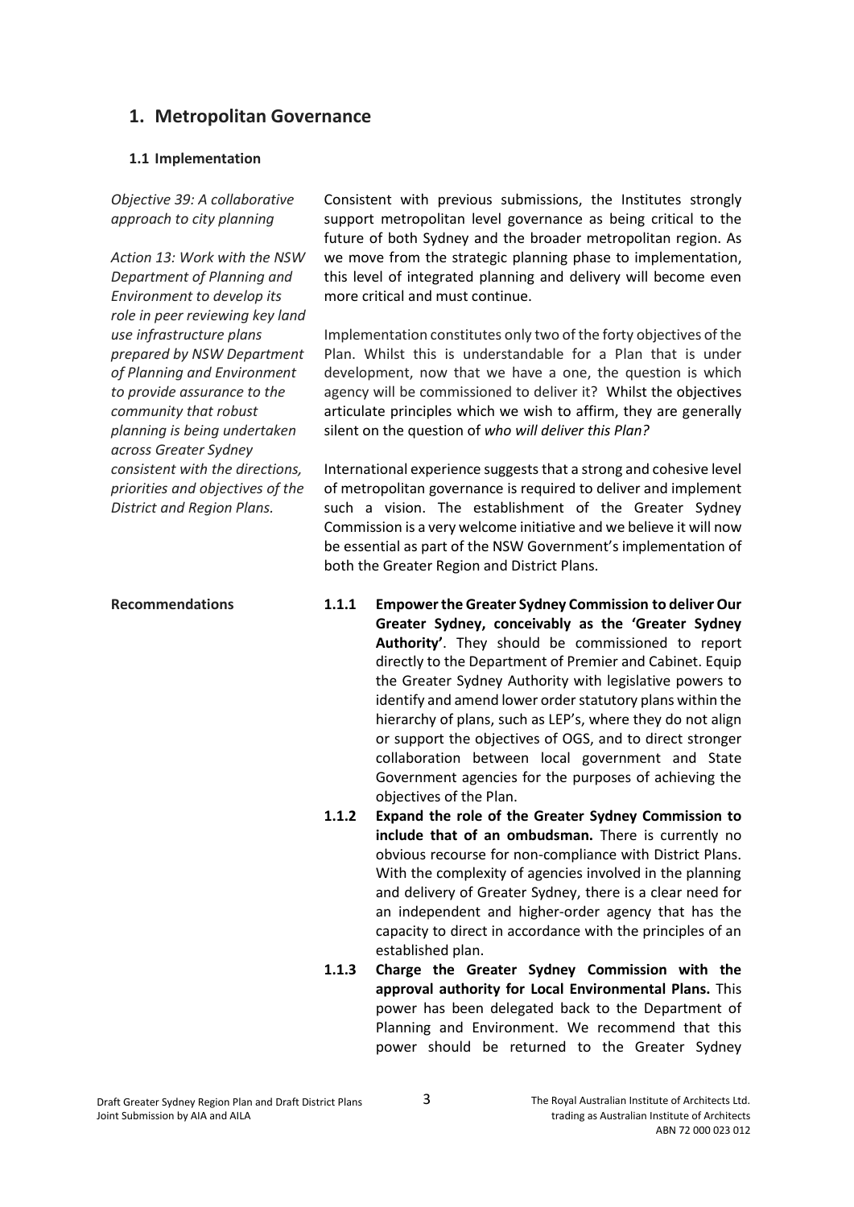## 1. Metropolitan Governance

### 1.1 Implementation

*Objective 39: A collaborative approach to city planning*

*Action 13: Work with the NSW Department of Planning and Environment to develop its role in peer reviewing key land use infrastructure plans prepared by NSW Department of Planning and Environment to provide assurance to the community that robust planning is being undertaken across Greater Sydney consistent with the directions, priorities and objectives of the District and Region Plans.*

Consistent with previous submissions, the Institutes strongly support metropolitan level governance as being critical to the future of both Sydney and the broader metropolitan region. As we move from the strategic planning phase to implementation, this level of integrated planning and delivery will become even more critical and must continue.

Implementation constitutes only two of the forty objectives of the Plan. Whilst this is understandable for a Plan that is under development, now that we have a one, the question is which agency will be commissioned to deliver it? Whilst the objectives articulate principles which we wish to affirm, they are generally silent on the question of *who will deliver this Plan?*

International experience suggests that a strong and cohesive level of metropolitan governance is required to deliver and implement such a vision. The establishment of the Greater Sydney Commission is a very welcome initiative and we believe it will now be essential as part of the NSW Government's implementation of both the Greater Region and District Plans.

**Recommendations**

**1.1.1 Empower the Greater Sydney Commission to deliver Our Greater Sydney, conceivably as the 'Greater Sydney Authority'**. They should be commissioned to report directly to the Department of Premier and Cabinet. Equip the Greater Sydney Authority with legislative powers to identify and amend lower order statutory plans within the hierarchy of plans, such as LEP's, where they do not align or support the objectives of OGS, and to direct stronger collaboration between local government and State Government agencies for the purposes of achieving the objectives of the Plan.

**1.1.2 Expand the role of the Greater Sydney Commission to include that of an ombudsman.** There is currently no obvious recourse for non-compliance with District Plans. With the complexity of agencies involved in the planning and delivery of Greater Sydney, there is a clear need for an independent and higher-order agency that has the capacity to direct in accordance with the principles of an established plan.

**1.1.3 Charge the Greater Sydney Commission with the approval authority for Local Environmental Plans.** This power has been delegated back to the Department of Planning and Environment. We recommend that this power should be returned to the Greater Sydney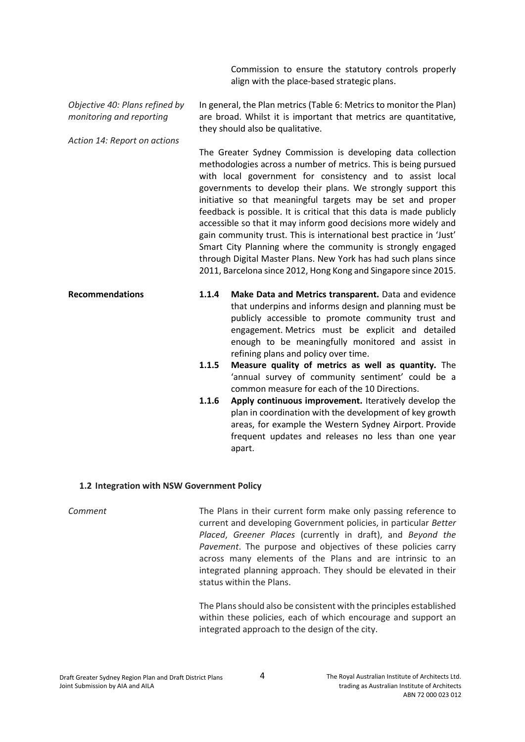Commission to ensure the statutory controls properly align with the place-based strategic plans.

*Objective 40: Plans refined by monitoring and reporting*

*Action 14: Report on actions*

In general, the Plan metrics (Table 6: Metrics to monitor the Plan) are broad. Whilst it is important that metrics are quantitative, they should also be qualitative.

The Greater Sydney Commission is developing data collection methodologies across a number of metrics. This is being pursued with local government for consistency and to assist local governments to develop their plans. We strongly support this initiative so that meaningful targets may be set and proper feedback is possible. It is critical that this data is made publicly accessible so that it may inform good decisions more widely and gain community trust. This is international best practice in 'Just' Smart City Planning where the community is strongly engaged through Digital Master Plans. New York has had such plans since 2011, Barcelona since 2012, Hong Kong and Singapore since 2015.

**Recommendations**

- **1.1.4** **Make Data and Metrics transparent.** Data and evidence that underpins and informs design and planning must be publicly accessible to promote community trust and engagement. Metrics must be explicit and detailed enough to be meaningfully monitored and assist in refining plans and policy over time.
- **1.1.5** **Measure quality of metrics as well as quantity.** The 'annual survey of community sentiment' could be a common measure for each of the 10 Directions.
- **1.1.6** **Apply continuous improvement.** Iteratively develop the plan in coordination with the development of key growth areas, for example the Western Sydney Airport. Provide frequent updates and releases no less than one year apart.

### 1.2 Integration with NSW Government Policy

*Comment*

The Plans in their current form make only passing reference to current and developing Government policies, in particular *Better Placed*, *Greener Places* (currently in draft), and *Beyond the Pavement*. The purpose and objectives of these policies carry across many elements of the Plans and are intrinsic to an integrated planning approach. They should be elevated in their status within the Plans.

The Plans should also be consistent with the principles established within these policies, each of which encourage and support an integrated approach to the design of the city.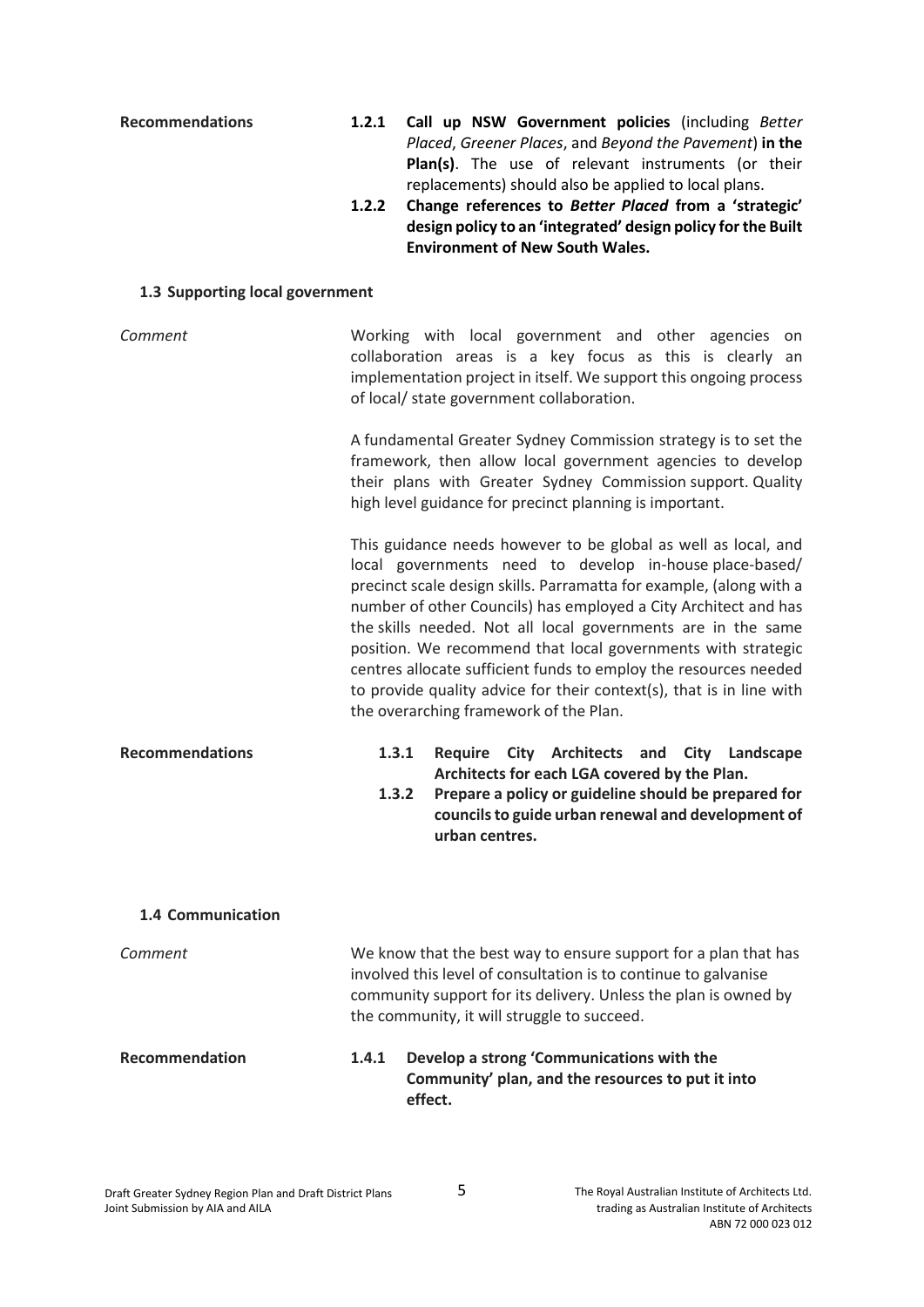**Recommendations**

**1.2.1 Call up NSW Government policies** (including *Better Placed*, *Greener Places*, and *Beyond the Pavement*) **in the Plan(s)**. The use of relevant instruments (or their replacements) should also be applied to local plans.

**1.2.2 Change references to *Better Placed* from a 'strategic' design policy to an 'integrated' design policy for the Built Environment of New South Wales.**

### 1.3 Supporting local government

*Comment*

Working with local government and other agencies on collaboration areas is a key focus as this is clearly an implementation project in itself. We support this ongoing process of local/ state government collaboration.

A fundamental Greater Sydney Commission strategy is to set the framework, then allow local government agencies to develop their plans with Greater Sydney Commission support. Quality high level guidance for precinct planning is important.

This guidance needs however to be global as well as local, and local governments need to develop in-house place-based/ precinct scale design skills. Parramatta for example, (along with a number of other Councils) has employed a City Architect and has the skills needed. Not all local governments are in the same position. We recommend that local governments with strategic centres allocate sufficient funds to employ the resources needed to provide quality advice for their context(s), that is in line with the overarching framework of the Plan.

**Recommendations**

**1.3.1 Require City Architects and City Landscape Architects for each LGA covered by the Plan.**

**1.3.2 Prepare a policy or guideline should be prepared for councils to guide urban renewal and development of urban centres.**

### 1.4 Communication

*Comment*

We know that the best way to ensure support for a plan that has involved this level of consultation is to continue to galvanise community support for its delivery. Unless the plan is owned by the community, it will struggle to succeed.

**Recommendation**

**1.4.1 Develop a strong 'Communications with the Community' plan, and the resources to put it into effect.**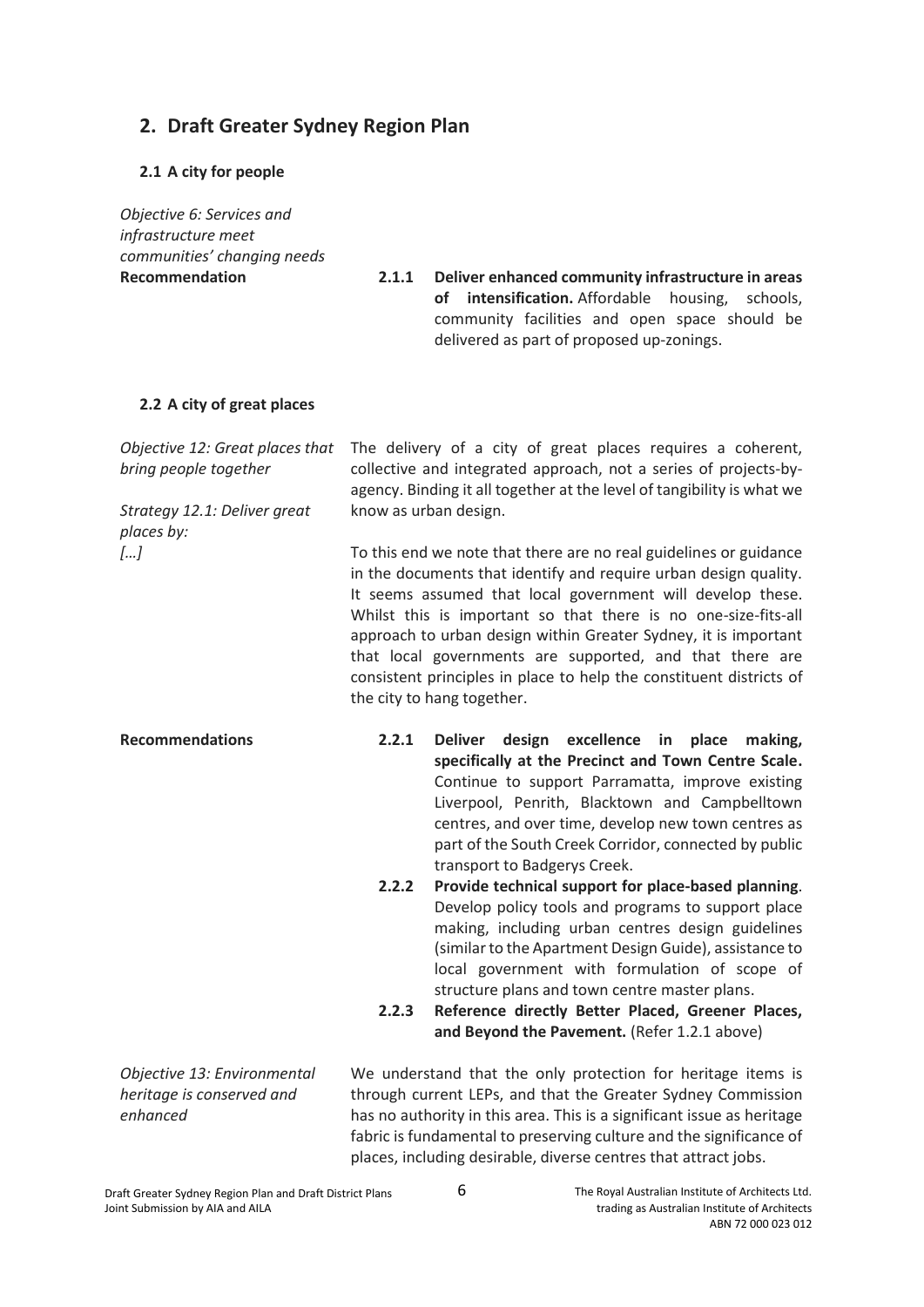## 2. Draft Greater Sydney Region Plan

### 2.1 A city for people

*Objective 6: Services and infrastructure meet communities' changing needs*

**Recommendation**

**2.1.1 Deliver enhanced community infrastructure in areas of intensification.** Affordable housing, schools, community facilities and open space should be delivered as part of proposed up-zonings.

### 2.2 A city of great places

*Objective 12: Great places that bring people together*

*Strategy 12.1: Deliver great places by:*

*[…]*

The delivery of a city of great places requires a coherent, collective and integrated approach, not a series of projects-by-agency. Binding it all together at the level of tangibility is what we know as urban design.

To this end we note that there are no real guidelines or guidance in the documents that identify and require urban design quality. It seems assumed that local government will develop these. Whilst this is important so that there is no one-size-fits-all approach to urban design within Greater Sydney, it is important that local governments are supported, and that there are consistent principles in place to help the constituent districts of the city to hang together.

**Recommendations**

**2.2.1 Deliver design excellence in place making, specifically at the Precinct and Town Centre Scale.** Continue to support Parramatta, improve existing Liverpool, Penrith, Blacktown and Campbelltown centres, and over time, develop new town centres as part of the South Creek Corridor, connected by public transport to Badgerys Creek.

**2.2.2 Provide technical support for place-based planning**. Develop policy tools and programs to support place making, including urban centres design guidelines (similar to the Apartment Design Guide), assistance to local government with formulation of scope of structure plans and town centre master plans.

**2.2.3 Reference directly Better Placed, Greener Places, and Beyond the Pavement.** (Refer 1.2.1 above)

*Objective 13: Environmental heritage is conserved and enhanced*

We understand that the only protection for heritage items is through current LEPs, and that the Greater Sydney Commission has no authority in this area. This is a significant issue as heritage fabric is fundamental to preserving culture and the significance of places, including desirable, diverse centres that attract jobs.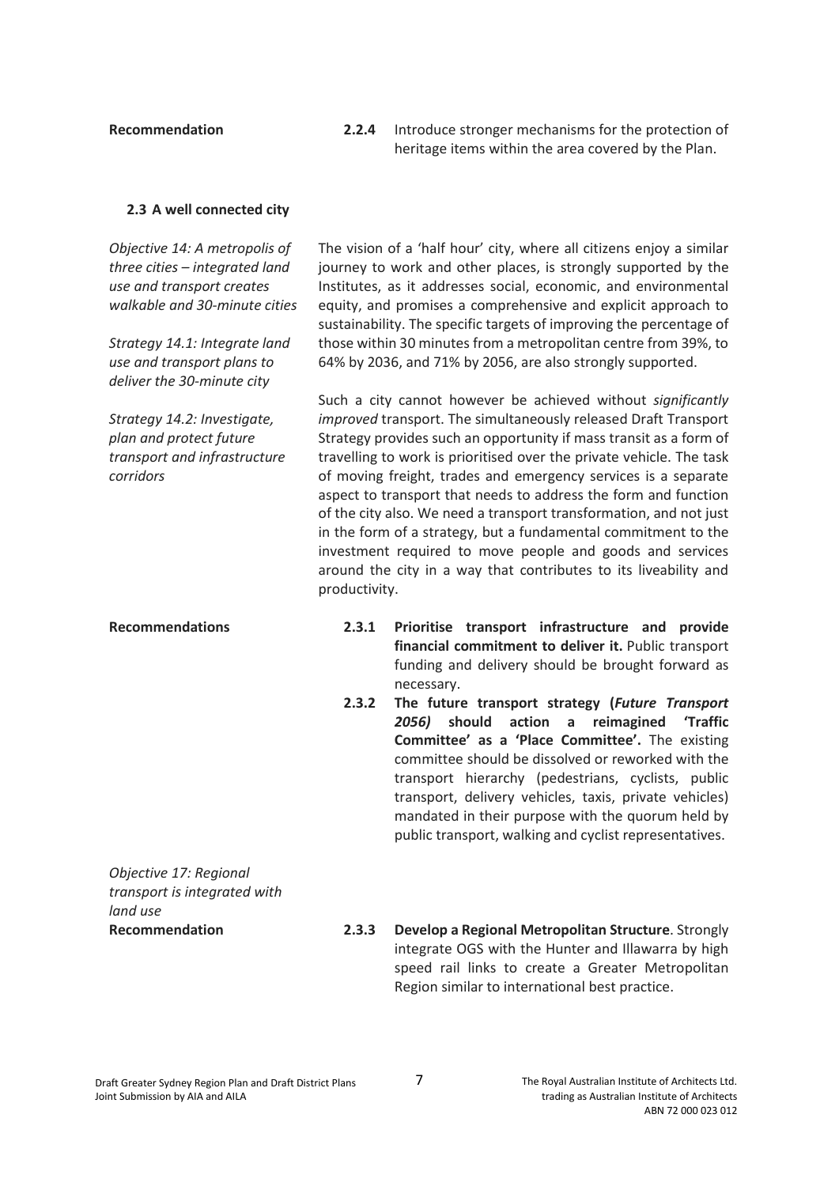**Recommendation**

**2.2.4** Introduce stronger mechanisms for the protection of heritage items within the area covered by the Plan.

## 2.3 A well connected city

*Objective 14: A metropolis of three cities – integrated land use and transport creates walkable and 30-minute cities*

*Strategy 14.1: Integrate land use and transport plans to deliver the 30-minute city*

*Strategy 14.2: Investigate, plan and protect future transport and infrastructure corridors*

The vision of a 'half hour' city, where all citizens enjoy a similar journey to work and other places, is strongly supported by the Institutes, as it addresses social, economic, and environmental equity, and promises a comprehensive and explicit approach to sustainability. The specific targets of improving the percentage of those within 30 minutes from a metropolitan centre from 39%, to 64% by 2036, and 71% by 2056, are also strongly supported.

Such a city cannot however be achieved without *significantly improved* transport. The simultaneously released Draft Transport Strategy provides such an opportunity if mass transit as a form of travelling to work is prioritised over the private vehicle. The task of moving freight, trades and emergency services is a separate aspect to transport that needs to address the form and function of the city also. We need a transport transformation, and not just in the form of a strategy, but a fundamental commitment to the investment required to move people and goods and services around the city in a way that contributes to its liveability and productivity.

**Recommendations**

**2.3.1** **Prioritise transport infrastructure and provide financial commitment to deliver it.** Public transport funding and delivery should be brought forward as necessary.

**2.3.2** **The future transport strategy (*Future Transport 2056)* should action a reimagined 'Traffic Committee' as a 'Place Committee'.** The existing committee should be dissolved or reworked with the transport hierarchy (pedestrians, cyclists, public transport, delivery vehicles, taxis, private vehicles) mandated in their purpose with the quorum held by public transport, walking and cyclist representatives.

*Objective 17: Regional transport is integrated with land use*

**Recommendation**

**2.3.3** **Develop a Regional Metropolitan Structure**. Strongly integrate OGS with the Hunter and Illawarra by high speed rail links to create a Greater Metropolitan Region similar to international best practice.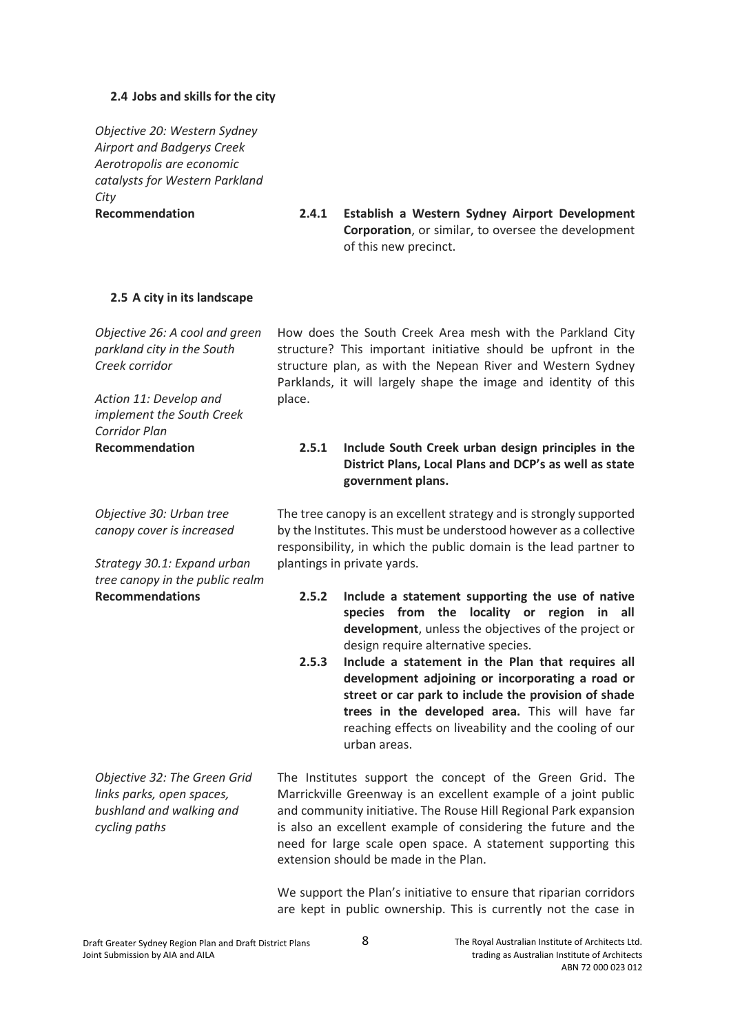### 2.4 Jobs and skills for the city

*Objective 20: Western Sydney Airport and Badgerys Creek Aerotropolis are economic catalysts for Western Parkland City*

**Recommendation**

**2.4.1 Establish a Western Sydney Airport Development Corporation**, or similar, to oversee the development of this new precinct.

### 2.5 A city in its landscape

*Objective 26: A cool and green parkland city in the South Creek corridor*

*Action 11: Develop and implement the South Creek Corridor Plan*

How does the South Creek Area mesh with the Parkland City structure? This important initiative should be upfront in the structure plan, as with the Nepean River and Western Sydney Parklands, it will largely shape the image and identity of this place.

**Recommendation**

**2.5.1 Include South Creek urban design principles in the District Plans, Local Plans and DCP's as well as state government plans.**

*Objective 30: Urban tree canopy cover is increased*

*Strategy 30.1: Expand urban tree canopy in the public realm*

The tree canopy is an excellent strategy and is strongly supported by the Institutes. This must be understood however as a collective responsibility, in which the public domain is the lead partner to plantings in private yards.

**Recommendations**

**2.5.2 Include a statement supporting the use of native species from the locality or region in all development**, unless the objectives of the project or design require alternative species.

**2.5.3 Include a statement in the Plan that requires all development adjoining or incorporating a road or street or car park to include the provision of shade trees in the developed area.** This will have far reaching effects on liveability and the cooling of our urban areas.

*Objective 32: The Green Grid links parks, open spaces, bushland and walking and cycling paths*

The Institutes support the concept of the Green Grid. The Marrickville Greenway is an excellent example of a joint public and community initiative. The Rouse Hill Regional Park expansion is also an excellent example of considering the future and the need for large scale open space. A statement supporting this extension should be made in the Plan.

We support the Plan's initiative to ensure that riparian corridors are kept in public ownership. This is currently not the case in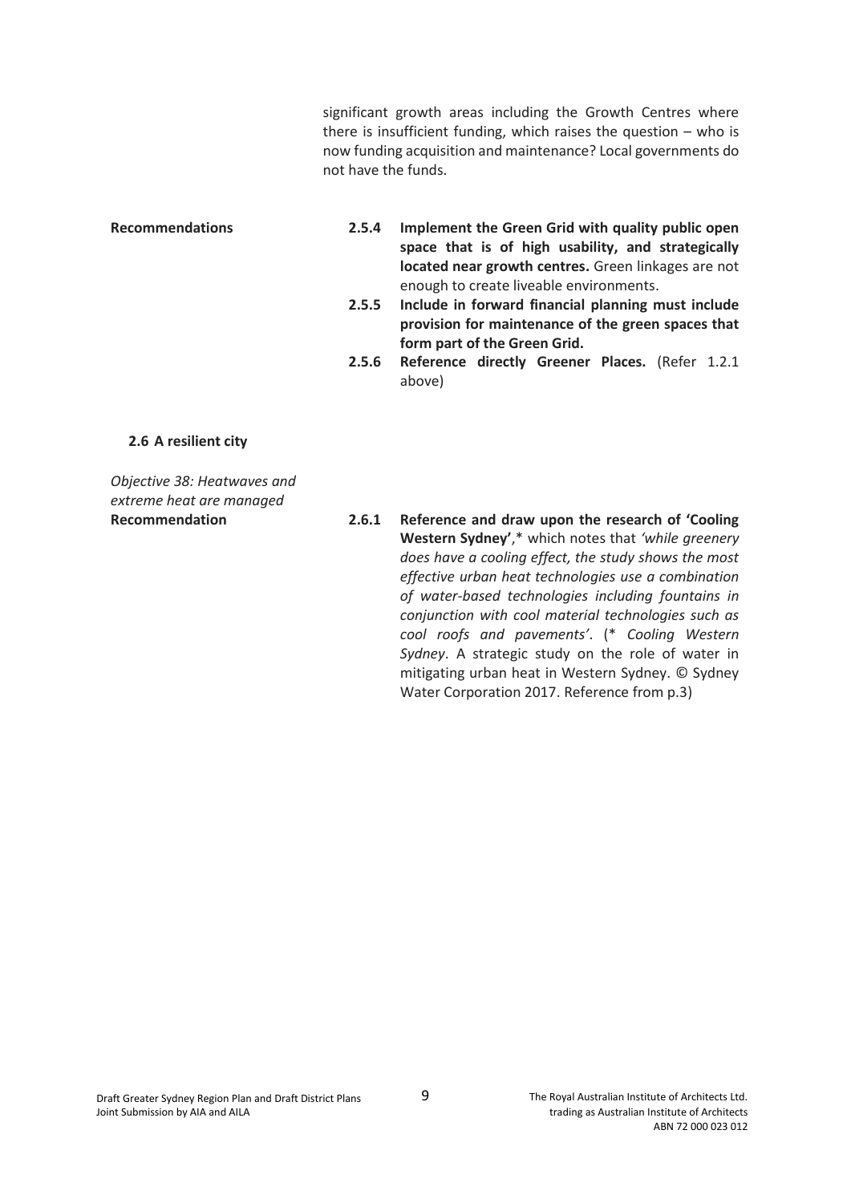significant growth areas including the Growth Centres where there is insufficient funding, which raises the question – who is now funding acquisition and maintenance? Local governments do not have the funds.

**Recommendations**

**2.5.4 Implement the Green Grid with quality public open space that is of high usability, and strategically located near growth centres.** Green linkages are not enough to create liveable environments.

**2.5.5 Include in forward financial planning must include provision for maintenance of the green spaces that form part of the Green Grid.**

**2.5.6 Reference directly Greener Places.** (Refer 1.2.1 above)

### 2.6 A resilient city

*Objective 38: Heatwaves and extreme heat are managed*

**Recommendation**

**2.6.1 Reference and draw upon the research of 'Cooling Western Sydney'**,* which notes that *'while greenery does have a cooling effect, the study shows the most effective urban heat technologies use a combination of water-based technologies including fountains in conjunction with cool material technologies such as cool roofs and pavements'*. (* *Cooling Western Sydney*. A strategic study on the role of water in mitigating urban heat in Western Sydney. © Sydney Water Corporation 2017. Reference from p.3)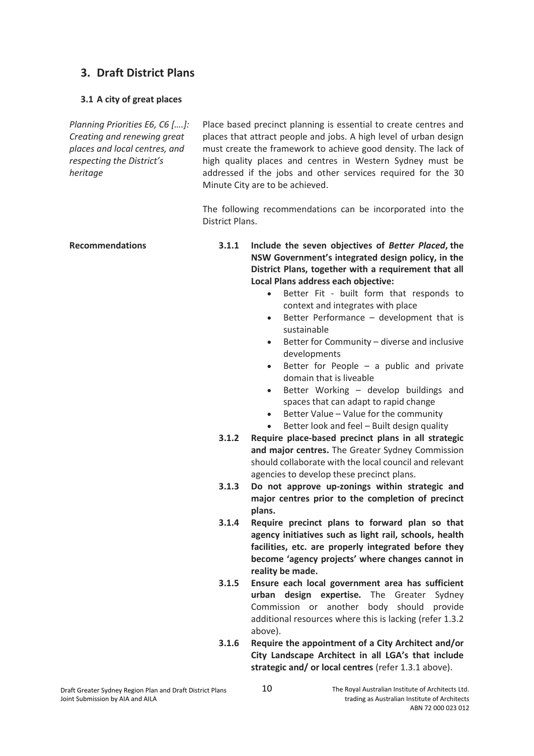## 3. Draft District Plans

### 3.1 A city of great places

*Planning Priorities E6, C6 [….]: Creating and renewing great places and local centres, and respecting the District's heritage*

Place based precinct planning is essential to create centres and places that attract people and jobs. A high level of urban design must create the framework to achieve good density. The lack of high quality places and centres in Western Sydney must be addressed if the jobs and other services required for the 30 Minute City are to be achieved.

The following recommendations can be incorporated into the District Plans.

**Recommendations**

**3.1.1 Include the seven objectives of *Better Placed*, the NSW Government's integrated design policy, in the District Plans, together with a requirement that all Local Plans address each objective:**

- Better Fit - built form that responds to context and integrates with place
- Better Performance – development that is sustainable
- Better for Community – diverse and inclusive developments
- Better for People – a public and private domain that is liveable
- Better Working – develop buildings and spaces that can adapt to rapid change
- Better Value – Value for the community
- Better look and feel – Built design quality

**3.1.2 Require place-based precinct plans in all strategic and major centres.** The Greater Sydney Commission should collaborate with the local council and relevant agencies to develop these precinct plans.

**3.1.3 Do not approve up-zonings within strategic and major centres prior to the completion of precinct plans.**

**3.1.4 Require precinct plans to forward plan so that agency initiatives such as light rail, schools, health facilities, etc. are properly integrated before they become 'agency projects' where changes cannot in reality be made.**

**3.1.5 Ensure each local government area has sufficient urban design expertise.** The Greater Sydney Commission or another body should provide additional resources where this is lacking (refer 1.3.2 above).

**3.1.6 Require the appointment of a City Architect and/or City Landscape Architect in all LGA's that include strategic and/ or local centres** (refer 1.3.1 above).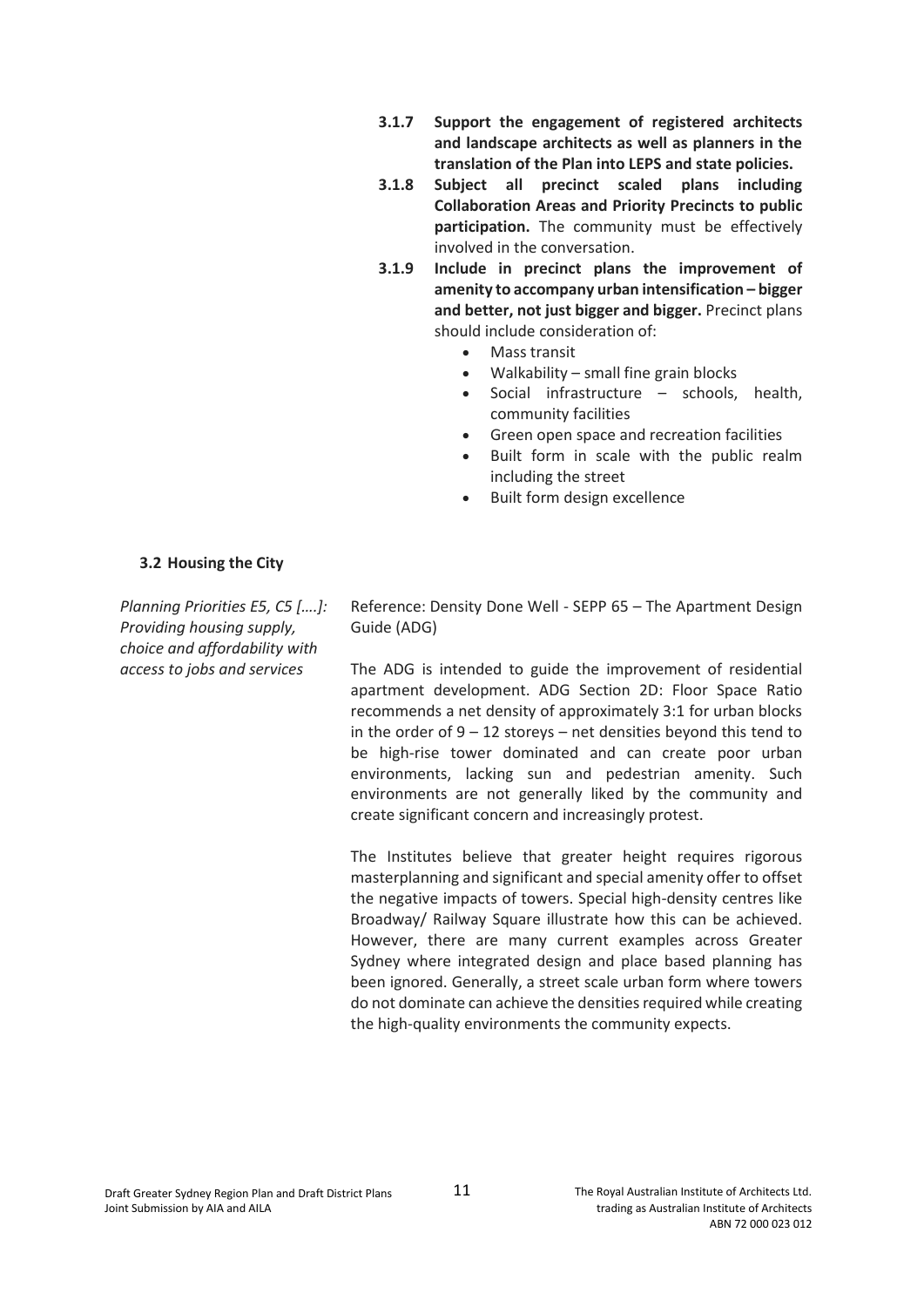- **3.1.7 Support the engagement of registered architects and landscape architects as well as planners in the translation of the Plan into LEPS and state policies.**
- **3.1.8 Subject all precinct scaled plans including Collaboration Areas and Priority Precincts to public participation.** The community must be effectively involved in the conversation.
- **3.1.9 Include in precinct plans the improvement of amenity to accompany urban intensification – bigger and better, not just bigger and bigger.** Precinct plans should include consideration of:
  - Mass transit
  - Walkability – small fine grain blocks
  - Social infrastructure – schools, health, community facilities
  - Green open space and recreation facilities
  - Built form in scale with the public realm including the street
  - Built form design excellence

### 3.2 Housing the City

*Planning Priorities E5, C5 [….]: Providing housing supply, choice and affordability with access to jobs and services*

Reference: Density Done Well - SEPP 65 – The Apartment Design Guide (ADG)

The ADG is intended to guide the improvement of residential apartment development. ADG Section 2D: Floor Space Ratio recommends a net density of approximately 3:1 for urban blocks in the order of 9 – 12 storeys – net densities beyond this tend to be high-rise tower dominated and can create poor urban environments, lacking sun and pedestrian amenity. Such environments are not generally liked by the community and create significant concern and increasingly protest.

The Institutes believe that greater height requires rigorous masterplanning and significant and special amenity offer to offset the negative impacts of towers. Special high-density centres like Broadway/ Railway Square illustrate how this can be achieved. However, there are many current examples across Greater Sydney where integrated design and place based planning has been ignored. Generally, a street scale urban form where towers do not dominate can achieve the densities required while creating the high-quality environments the community expects.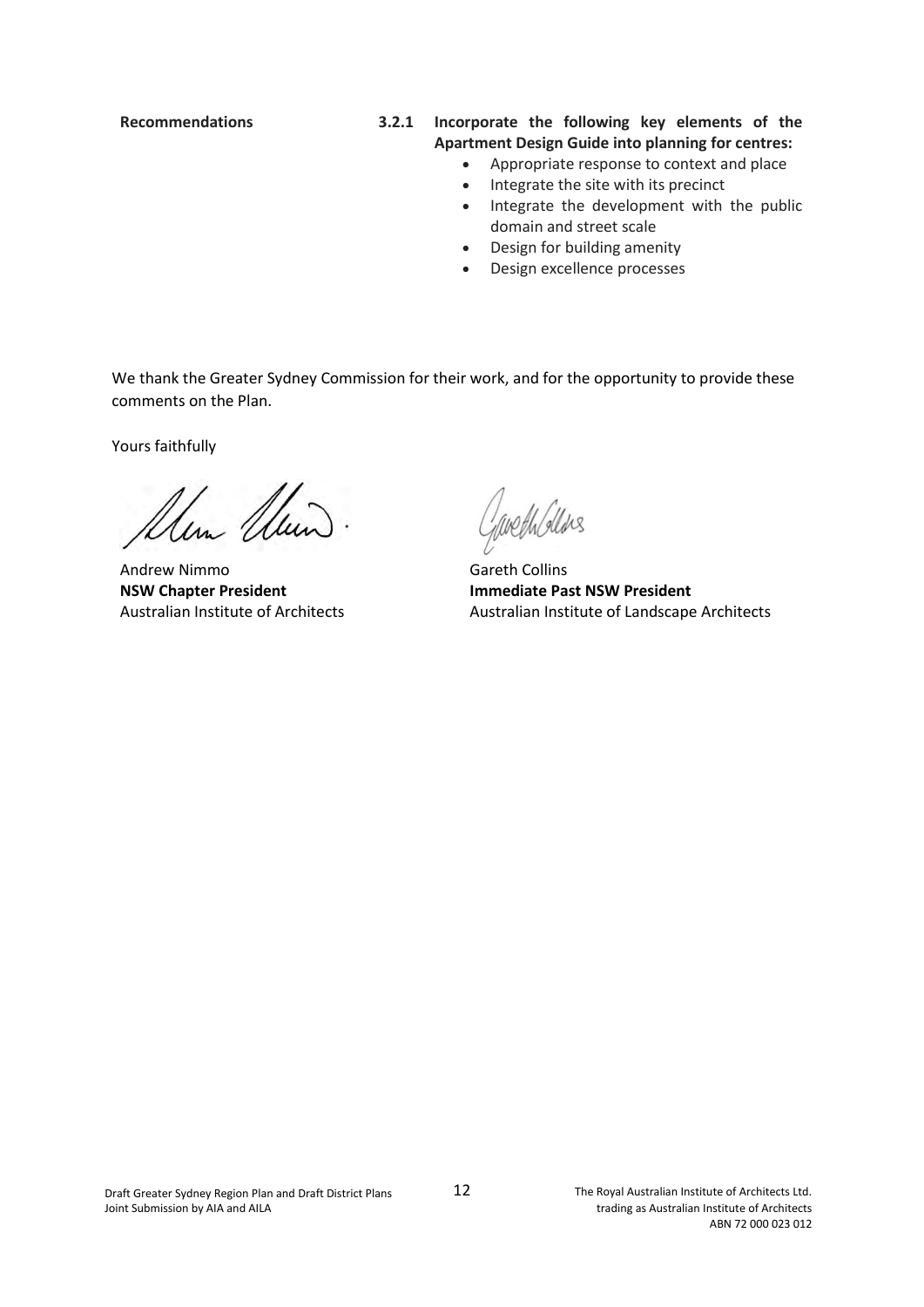**Recommendations**

**3.2.1 Incorporate the following key elements of the Apartment Design Guide into planning for centres:**

- Appropriate response to context and place
- Integrate the site with its precinct
- Integrate the development with the public domain and street scale
- Design for building amenity
- Design excellence processes

We thank the Greater Sydney Commission for their work, and for the opportunity to provide these comments on the Plan.

Yours faithfully

Andrew Nimmo
**NSW Chapter President**
Australian Institute of Architects

Gareth Collins
**Immediate Past NSW President**
Australian Institute of Landscape Architects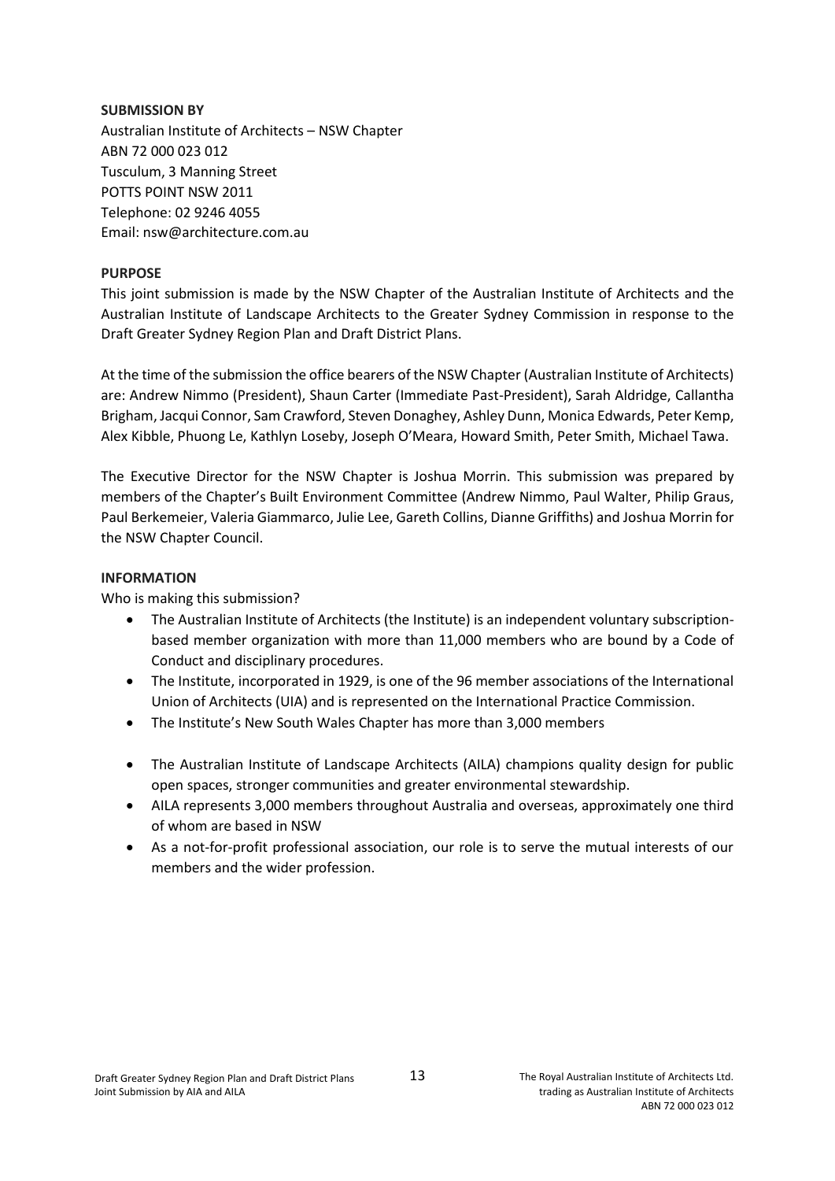**SUBMISSION BY**

Australian Institute of Architects – NSW Chapter
ABN 72 000 023 012
Tusculum, 3 Manning Street
POTTS POINT NSW 2011
Telephone: 02 9246 4055
Email: nsw@architecture.com.au

**PURPOSE**

This joint submission is made by the NSW Chapter of the Australian Institute of Architects and the Australian Institute of Landscape Architects to the Greater Sydney Commission in response to the Draft Greater Sydney Region Plan and Draft District Plans.

At the time of the submission the office bearers of the NSW Chapter (Australian Institute of Architects) are: Andrew Nimmo (President), Shaun Carter (Immediate Past-President), Sarah Aldridge, Callantha Brigham, Jacqui Connor, Sam Crawford, Steven Donaghey, Ashley Dunn, Monica Edwards, Peter Kemp, Alex Kibble, Phuong Le, Kathlyn Loseby, Joseph O'Meara, Howard Smith, Peter Smith, Michael Tawa.

The Executive Director for the NSW Chapter is Joshua Morrin. This submission was prepared by members of the Chapter's Built Environment Committee (Andrew Nimmo, Paul Walter, Philip Graus, Paul Berkemeier, Valeria Giammarco, Julie Lee, Gareth Collins, Dianne Griffiths) and Joshua Morrin for the NSW Chapter Council.

**INFORMATION**

Who is making this submission?

- The Australian Institute of Architects (the Institute) is an independent voluntary subscription-based member organization with more than 11,000 members who are bound by a Code of Conduct and disciplinary procedures.
- The Institute, incorporated in 1929, is one of the 96 member associations of the International Union of Architects (UIA) and is represented on the International Practice Commission.
- The Institute's New South Wales Chapter has more than 3,000 members
- The Australian Institute of Landscape Architects (AILA) champions quality design for public open spaces, stronger communities and greater environmental stewardship.
- AILA represents 3,000 members throughout Australia and overseas, approximately one third of whom are based in NSW
- As a not-for-profit professional association, our role is to serve the mutual interests of our members and the wider profession.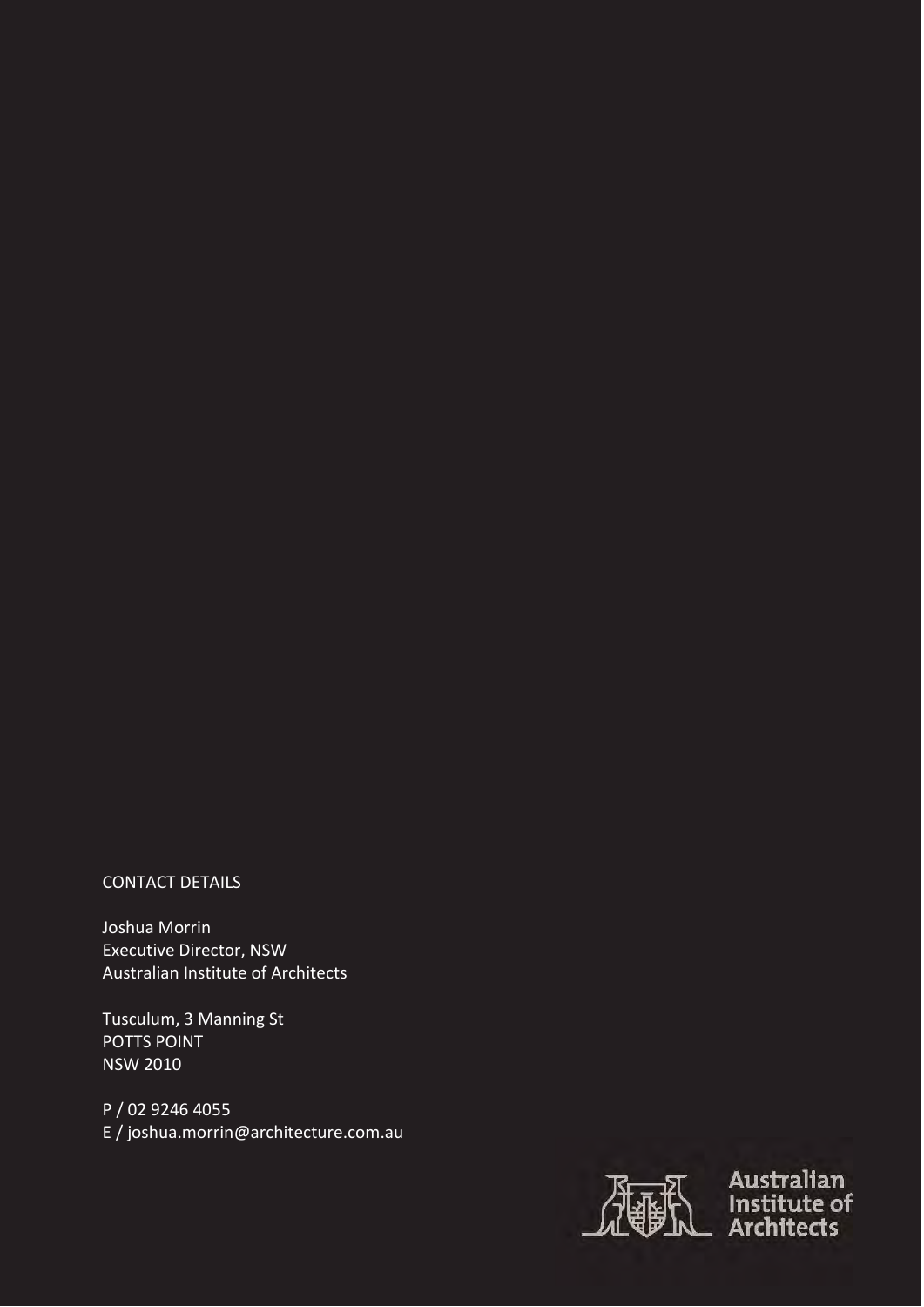CONTACT DETAILS

Joshua Morrin
Executive Director, NSW
Australian Institute of Architects

Tusculum, 3 Manning St
POTTS POINT
NSW 2010

P / 02 9246 4055
E / joshua.morrin@architecture.com.au

Australian
Institute of
Architects